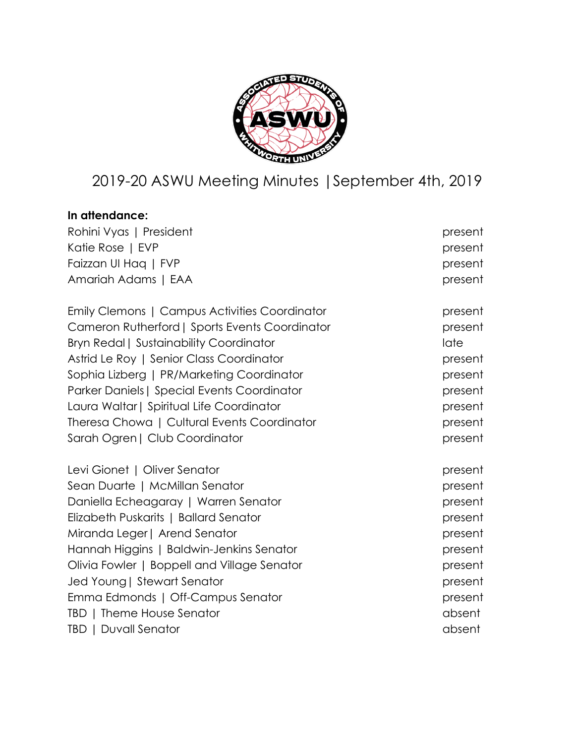# 2019-20 ASWU Meeting Minutes | September 4th, 2019

**In attendance:**

| | |
|---|---|
| Rohini Vyas \| President | present |
| Katie Rose \| EVP | present |
| Faizzan Ul Haq \| FVP | present |
| Amariah Adams \| EAA | present |
| | |
| Emily Clemons \| Campus Activities Coordinator | present |
| Cameron Rutherford \| Sports Events Coordinator | present |
| Bryn Redal \| Sustainability Coordinator | late |
| Astrid Le Roy \| Senior Class Coordinator | present |
| Sophia Lizberg \| PR/Marketing Coordinator | present |
| Parker Daniels \| Special Events Coordinator | present |
| Laura Waltar \| Spiritual Life Coordinator | present |
| Theresa Chowa \| Cultural Events Coordinator | present |
| Sarah Ogren \| Club Coordinator | present |
| | |
| Levi Gionet \| Oliver Senator | present |
| Sean Duarte \| McMillan Senator | present |
| Daniella Echeagaray \| Warren Senator | present |
| Elizabeth Puskarits \| Ballard Senator | present |
| Miranda Leger \| Arend Senator | present |
| Hannah Higgins \| Baldwin-Jenkins Senator | present |
| Olivia Fowler \| Boppell and Village Senator | present |
| Jed Young \| Stewart Senator | present |
| Emma Edmonds \| Off-Campus Senator | present |
| TBD \| Theme House Senator | absent |
| TBD \| Duvall Senator | absent |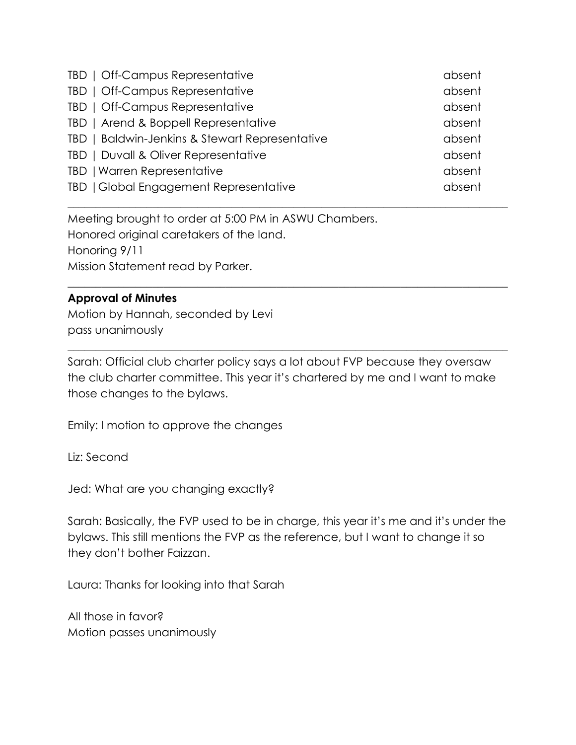| | |
|---|---|
| TBD \| Off-Campus Representative | absent |
| TBD \| Off-Campus Representative | absent |
| TBD \| Off-Campus Representative | absent |
| TBD \| Arend & Boppell Representative | absent |
| TBD \| Baldwin-Jenkins & Stewart Representative | absent |
| TBD \| Duvall & Oliver Representative | absent |
| TBD \| Warren Representative | absent |
| TBD \| Global Engagement Representative | absent |

---

Meeting brought to order at 5:00 PM in ASWU Chambers.
Honored original caretakers of the land.
Honoring 9/11
Mission Statement read by Parker.

---

**Approval of Minutes**
Motion by Hannah, seconded by Levi
pass unanimously

---

Sarah: Official club charter policy says a lot about FVP because they oversaw the club charter committee. This year it's chartered by me and I want to make those changes to the bylaws.

Emily: I motion to approve the changes

Liz: Second

Jed: What are you changing exactly?

Sarah: Basically, the FVP used to be in charge, this year it's me and it's under the bylaws. This still mentions the FVP as the reference, but I want to change it so they don't bother Faizzan.

Laura: Thanks for looking into that Sarah

All those in favor?
Motion passes unanimously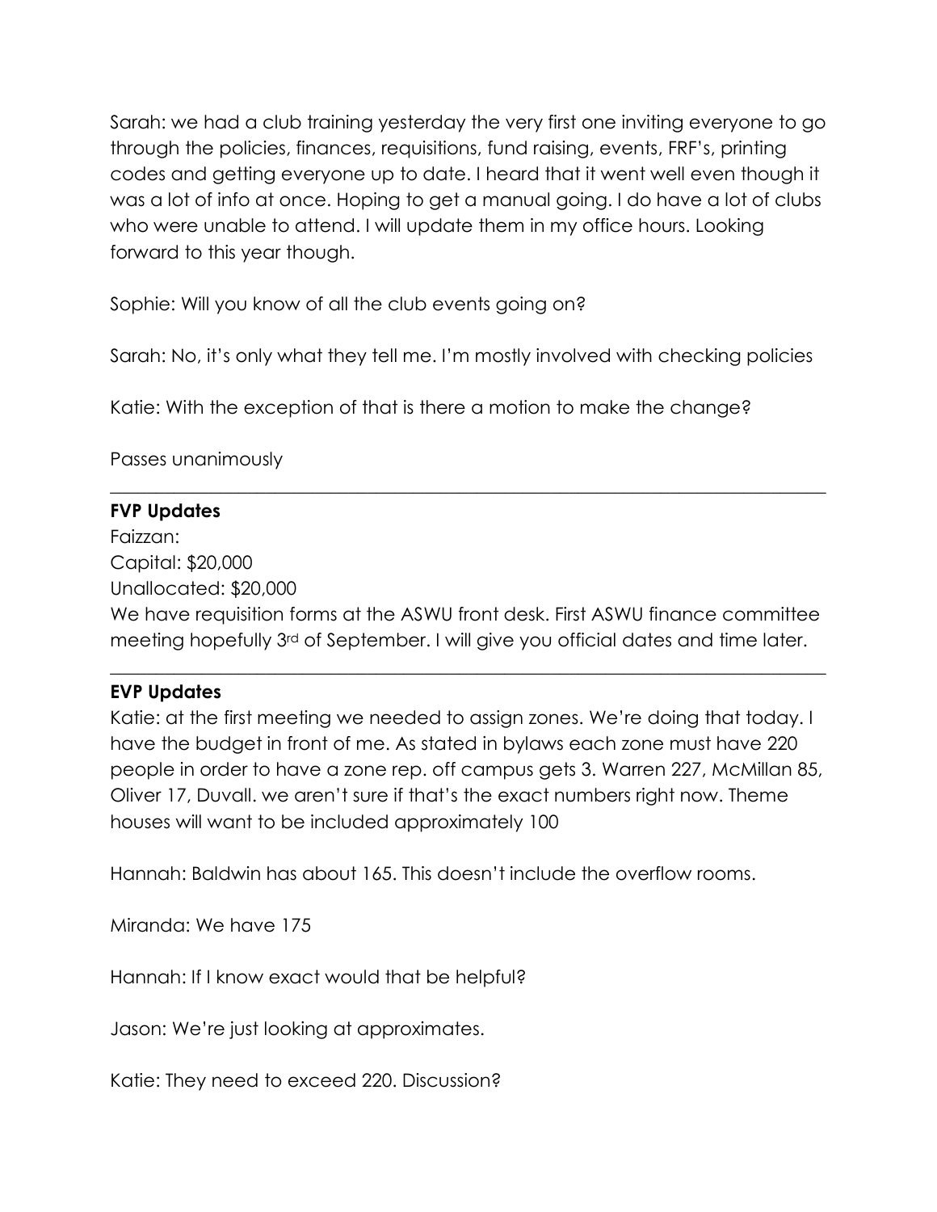Sarah: we had a club training yesterday the very first one inviting everyone to go through the policies, finances, requisitions, fund raising, events, FRF's, printing codes and getting everyone up to date. I heard that it went well even though it was a lot of info at once. Hoping to get a manual going. I do have a lot of clubs who were unable to attend. I will update them in my office hours. Looking forward to this year though.

Sophie: Will you know of all the club events going on?

Sarah: No, it's only what they tell me. I'm mostly involved with checking policies

Katie: With the exception of that is there a motion to make the change?

Passes unanimously

---

**FVP Updates**

Faizzan:
Capital: $20,000
Unallocated: $20,000
We have requisition forms at the ASWU front desk. First ASWU finance committee meeting hopefully 3rd of September. I will give you official dates and time later.

---

**EVP Updates**

Katie: at the first meeting we needed to assign zones. We're doing that today. I have the budget in front of me. As stated in bylaws each zone must have 220 people in order to have a zone rep. off campus gets 3. Warren 227, McMillan 85, Oliver 17, Duvall. we aren't sure if that's the exact numbers right now. Theme houses will want to be included approximately 100

Hannah: Baldwin has about 165. This doesn't include the overflow rooms.

Miranda: We have 175

Hannah: If I know exact would that be helpful?

Jason: We're just looking at approximates.

Katie: They need to exceed 220. Discussion?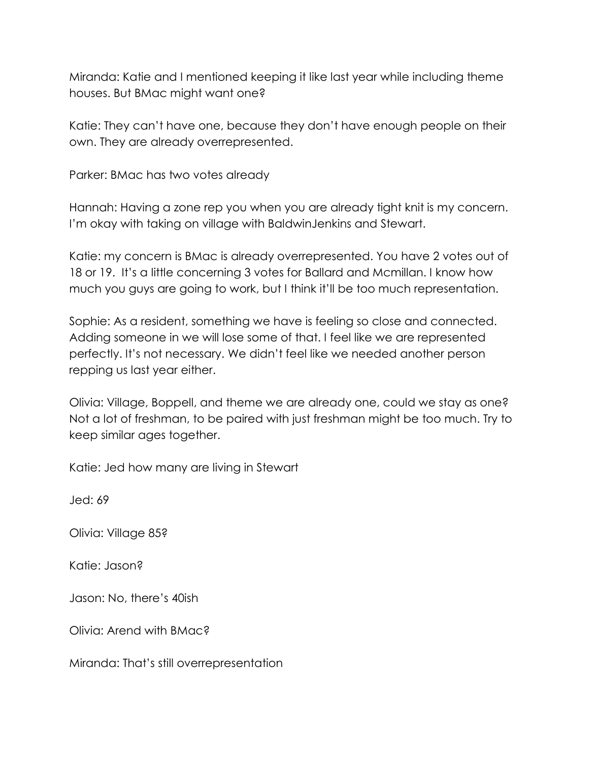Miranda: Katie and I mentioned keeping it like last year while including theme houses. But BMac might want one?

Katie: They can't have one, because they don't have enough people on their own. They are already overrepresented.

Parker: BMac has two votes already

Hannah: Having a zone rep you when you are already tight knit is my concern. I'm okay with taking on village with BaldwinJenkins and Stewart.

Katie: my concern is BMac is already overrepresented. You have 2 votes out of 18 or 19. It's a little concerning 3 votes for Ballard and Mcmillan. I know how much you guys are going to work, but I think it'll be too much representation.

Sophie: As a resident, something we have is feeling so close and connected. Adding someone in we will lose some of that. I feel like we are represented perfectly. It's not necessary. We didn't feel like we needed another person repping us last year either.

Olivia: Village, Boppell, and theme we are already one, could we stay as one? Not a lot of freshman, to be paired with just freshman might be too much. Try to keep similar ages together.

Katie: Jed how many are living in Stewart

Jed: 69

Olivia: Village 85?

Katie: Jason?

Jason: No, there's 40ish

Olivia: Arend with BMac?

Miranda: That's still overrepresentation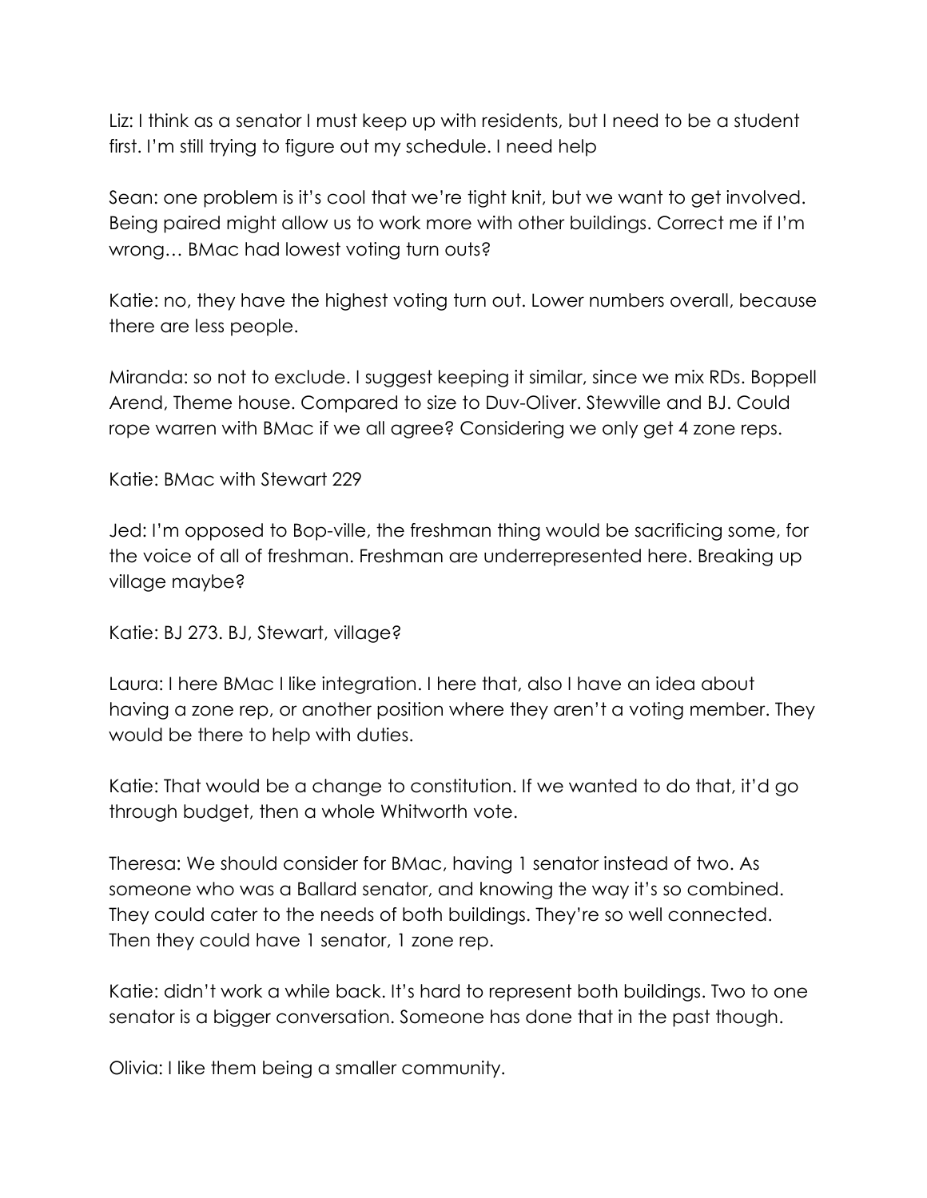Liz: I think as a senator I must keep up with residents, but I need to be a student first. I'm still trying to figure out my schedule. I need help

Sean: one problem is it's cool that we're tight knit, but we want to get involved. Being paired might allow us to work more with other buildings. Correct me if I'm wrong… BMac had lowest voting turn outs?

Katie: no, they have the highest voting turn out. Lower numbers overall, because there are less people.

Miranda: so not to exclude. I suggest keeping it similar, since we mix RDs. Boppell Arend, Theme house. Compared to size to Duv-Oliver. Stewville and BJ. Could rope warren with BMac if we all agree? Considering we only get 4 zone reps.

Katie: BMac with Stewart 229

Jed: I'm opposed to Bop-ville, the freshman thing would be sacrificing some, for the voice of all of freshman. Freshman are underrepresented here. Breaking up village maybe?

Katie: BJ 273. BJ, Stewart, village?

Laura: I here BMac I like integration. I here that, also I have an idea about having a zone rep, or another position where they aren't a voting member. They would be there to help with duties.

Katie: That would be a change to constitution. If we wanted to do that, it'd go through budget, then a whole Whitworth vote.

Theresa: We should consider for BMac, having 1 senator instead of two. As someone who was a Ballard senator, and knowing the way it's so combined. They could cater to the needs of both buildings. They're so well connected. Then they could have 1 senator, 1 zone rep.

Katie: didn't work a while back. It's hard to represent both buildings. Two to one senator is a bigger conversation. Someone has done that in the past though.

Olivia: I like them being a smaller community.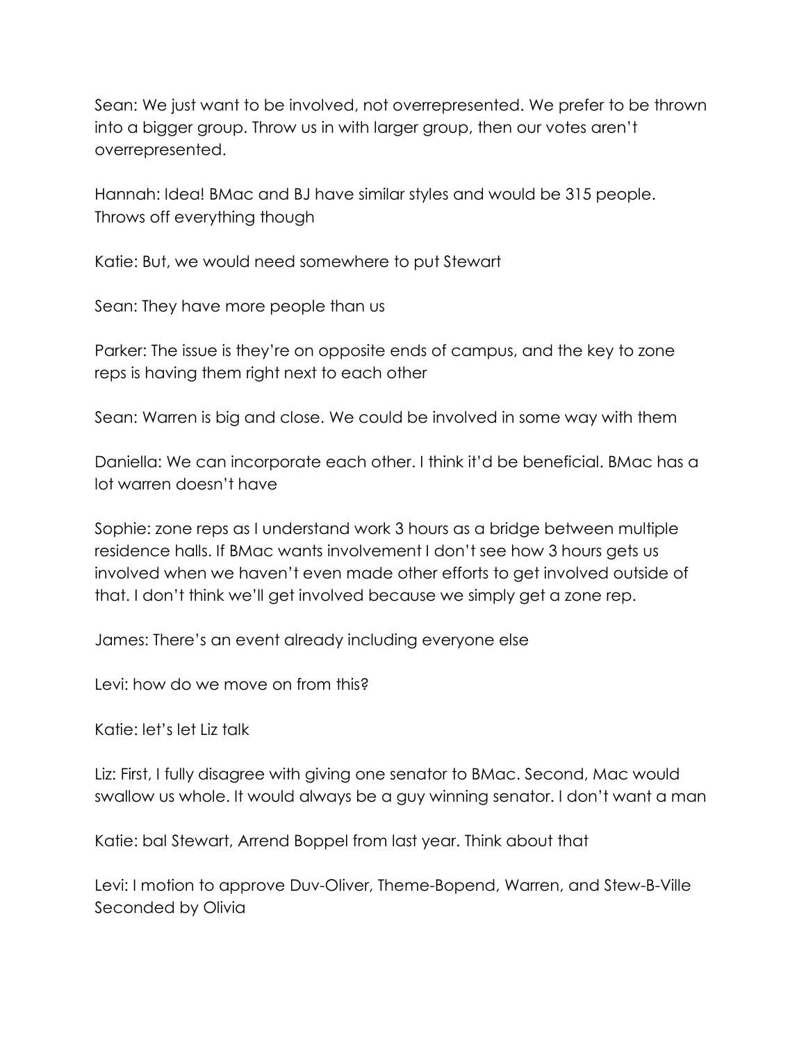Sean: We just want to be involved, not overrepresented. We prefer to be thrown into a bigger group. Throw us in with larger group, then our votes aren't overrepresented.

Hannah: Idea! BMac and BJ have similar styles and would be 315 people. Throws off everything though

Katie: But, we would need somewhere to put Stewart

Sean: They have more people than us

Parker: The issue is they're on opposite ends of campus, and the key to zone reps is having them right next to each other

Sean: Warren is big and close. We could be involved in some way with them

Daniella: We can incorporate each other. I think it'd be beneficial. BMac has a lot warren doesn't have

Sophie: zone reps as I understand work 3 hours as a bridge between multiple residence halls. If BMac wants involvement I don't see how 3 hours gets us involved when we haven't even made other efforts to get involved outside of that. I don't think we'll get involved because we simply get a zone rep.

James: There's an event already including everyone else

Levi: how do we move on from this?

Katie: let's let Liz talk

Liz: First, I fully disagree with giving one senator to BMac. Second, Mac would swallow us whole. It would always be a guy winning senator. I don't want a man

Katie: bal Stewart, Arrend Boppel from last year. Think about that

Levi: I motion to approve Duv-Oliver, Theme-Bopend, Warren, and Stew-B-Ville
Seconded by Olivia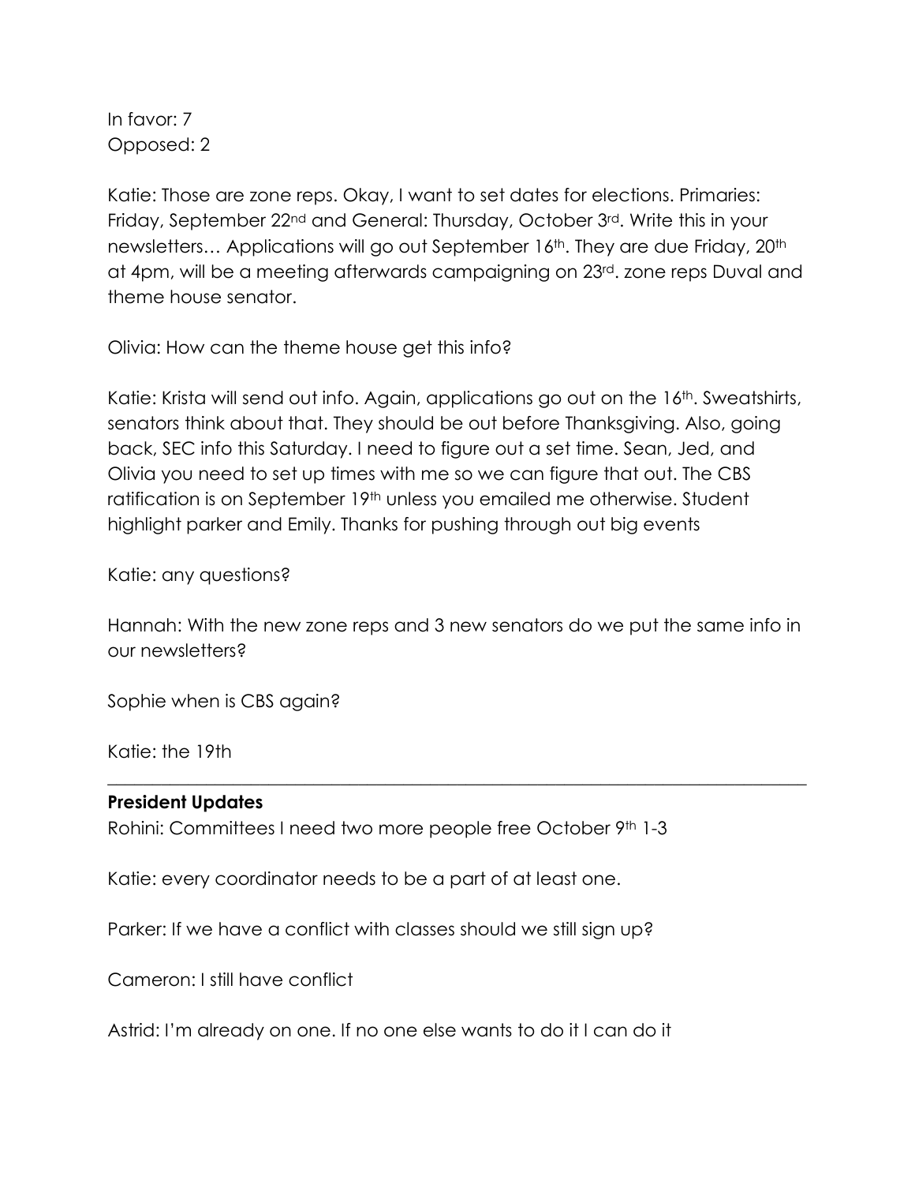In favor: 7
Opposed: 2

Katie: Those are zone reps. Okay, I want to set dates for elections. Primaries: Friday, September 22nd and General: Thursday, October 3rd. Write this in your newsletters… Applications will go out September 16th. They are due Friday, 20th at 4pm, will be a meeting afterwards campaigning on 23rd. zone reps Duval and theme house senator.

Olivia: How can the theme house get this info?

Katie: Krista will send out info. Again, applications go out on the 16th. Sweatshirts, senators think about that. They should be out before Thanksgiving. Also, going back, SEC info this Saturday. I need to figure out a set time. Sean, Jed, and Olivia you need to set up times with me so we can figure that out. The CBS ratification is on September 19th unless you emailed me otherwise. Student highlight parker and Emily. Thanks for pushing through out big events

Katie: any questions?

Hannah: With the new zone reps and 3 new senators do we put the same info in our newsletters?

Sophie when is CBS again?

Katie: the 19th

---

**President Updates**

Rohini: Committees I need two more people free October 9th 1-3

Katie: every coordinator needs to be a part of at least one.

Parker: If we have a conflict with classes should we still sign up?

Cameron: I still have conflict

Astrid: I'm already on one. If no one else wants to do it I can do it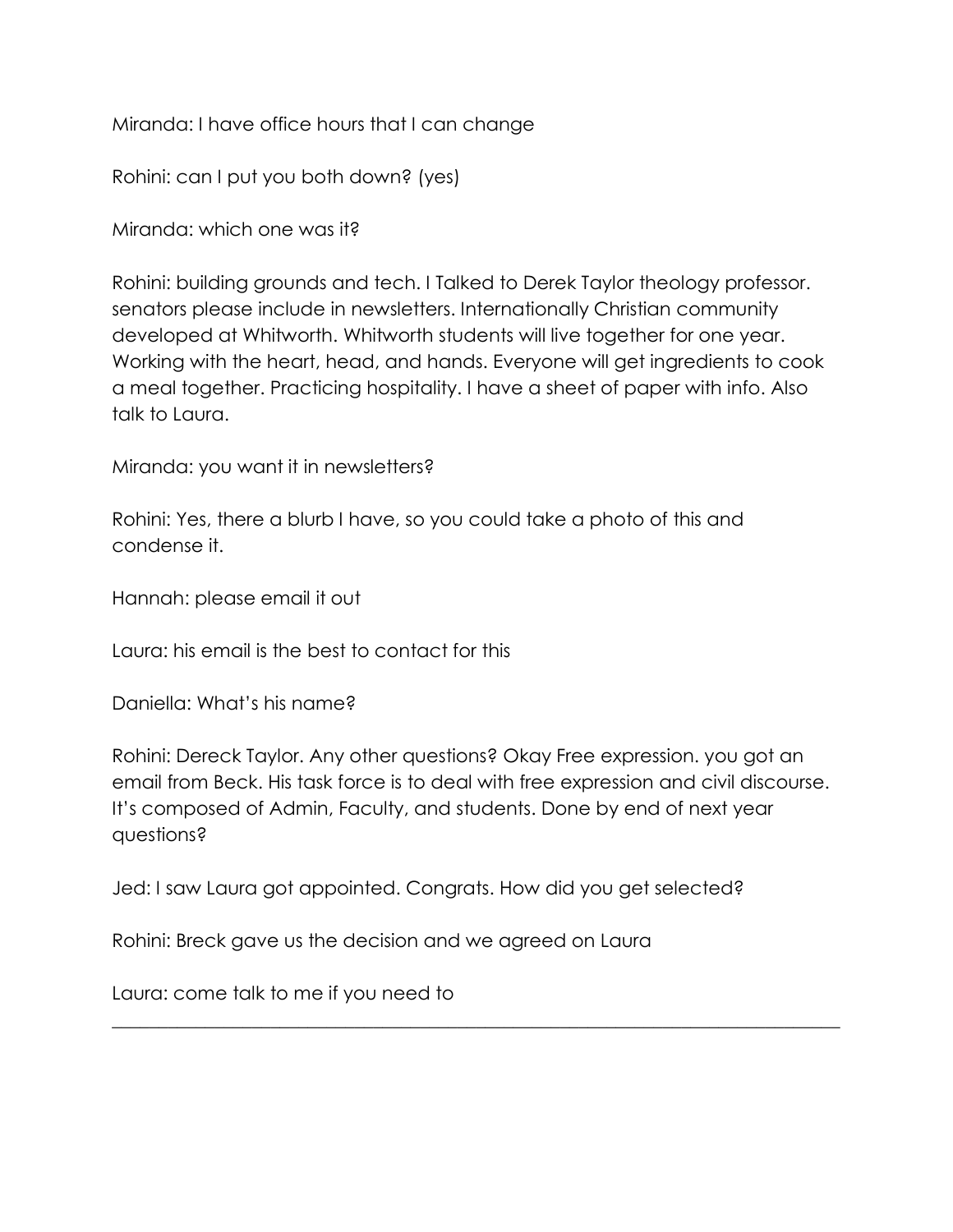Miranda: I have office hours that I can change

Rohini: can I put you both down? (yes)

Miranda: which one was it?

Rohini: building grounds and tech. I Talked to Derek Taylor theology professor. senators please include in newsletters. Internationally Christian community developed at Whitworth. Whitworth students will live together for one year. Working with the heart, head, and hands. Everyone will get ingredients to cook a meal together. Practicing hospitality. I have a sheet of paper with info. Also talk to Laura.

Miranda: you want it in newsletters?

Rohini: Yes, there a blurb I have, so you could take a photo of this and condense it.

Hannah: please email it out

Laura: his email is the best to contact for this

Daniella: What's his name?

Rohini: Dereck Taylor. Any other questions? Okay Free expression. you got an email from Beck. His task force is to deal with free expression and civil discourse. It's composed of Admin, Faculty, and students. Done by end of next year questions?

Jed: I saw Laura got appointed. Congrats. How did you get selected?

Rohini: Breck gave us the decision and we agreed on Laura

Laura: come talk to me if you need to

---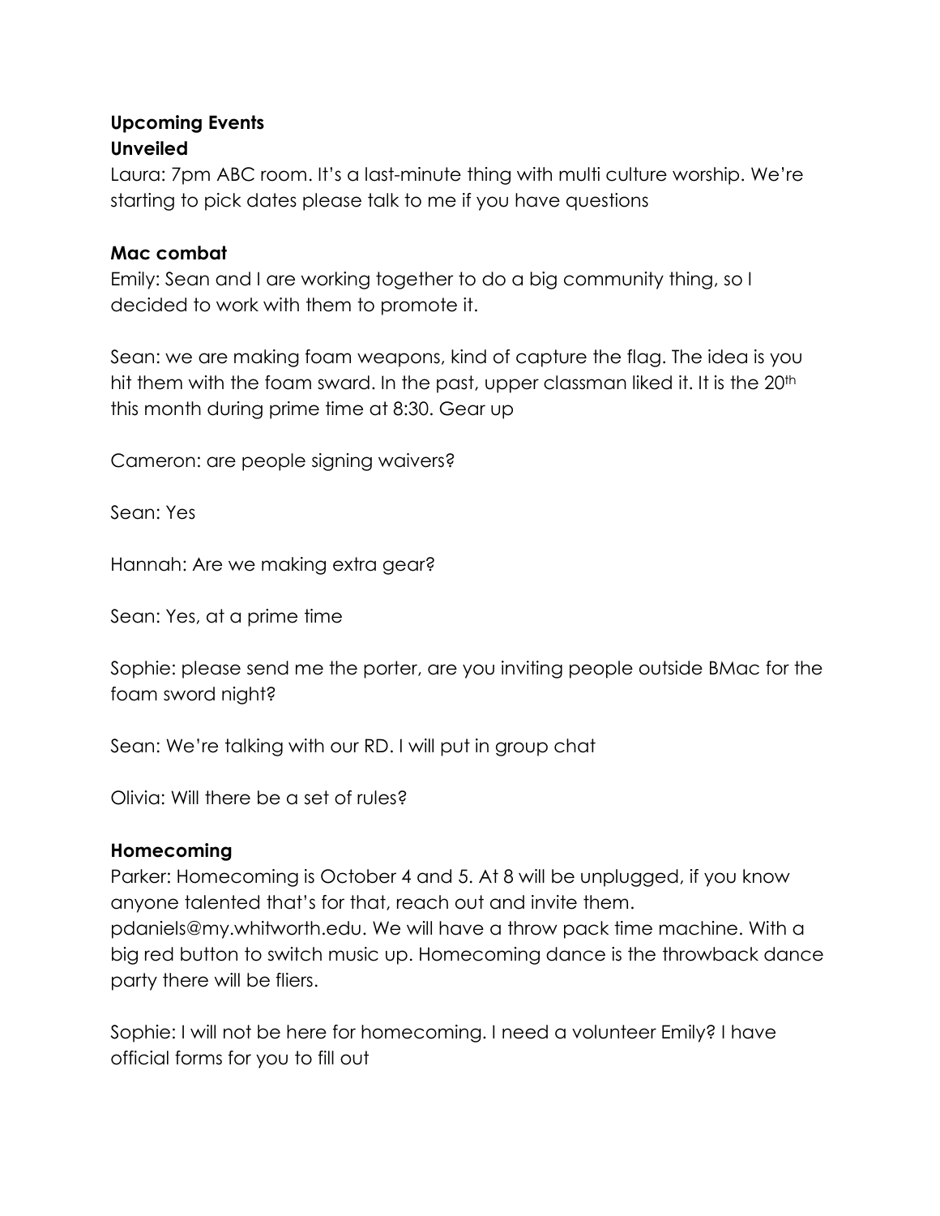**Upcoming Events**

**Unveiled**

Laura: 7pm ABC room. It's a last-minute thing with multi culture worship. We're starting to pick dates please talk to me if you have questions

**Mac combat**

Emily: Sean and I are working together to do a big community thing, so I decided to work with them to promote it.

Sean: we are making foam weapons, kind of capture the flag. The idea is you hit them with the foam sward. In the past, upper classman liked it. It is the 20th this month during prime time at 8:30. Gear up

Cameron: are people signing waivers?

Sean: Yes

Hannah: Are we making extra gear?

Sean: Yes, at a prime time

Sophie: please send me the porter, are you inviting people outside BMac for the foam sword night?

Sean: We're talking with our RD. I will put in group chat

Olivia: Will there be a set of rules?

**Homecoming**

Parker: Homecoming is October 4 and 5. At 8 will be unplugged, if you know anyone talented that's for that, reach out and invite them. pdaniels@my.whitworth.edu. We will have a throw pack time machine. With a big red button to switch music up. Homecoming dance is the throwback dance party there will be fliers.

Sophie: I will not be here for homecoming. I need a volunteer Emily? I have official forms for you to fill out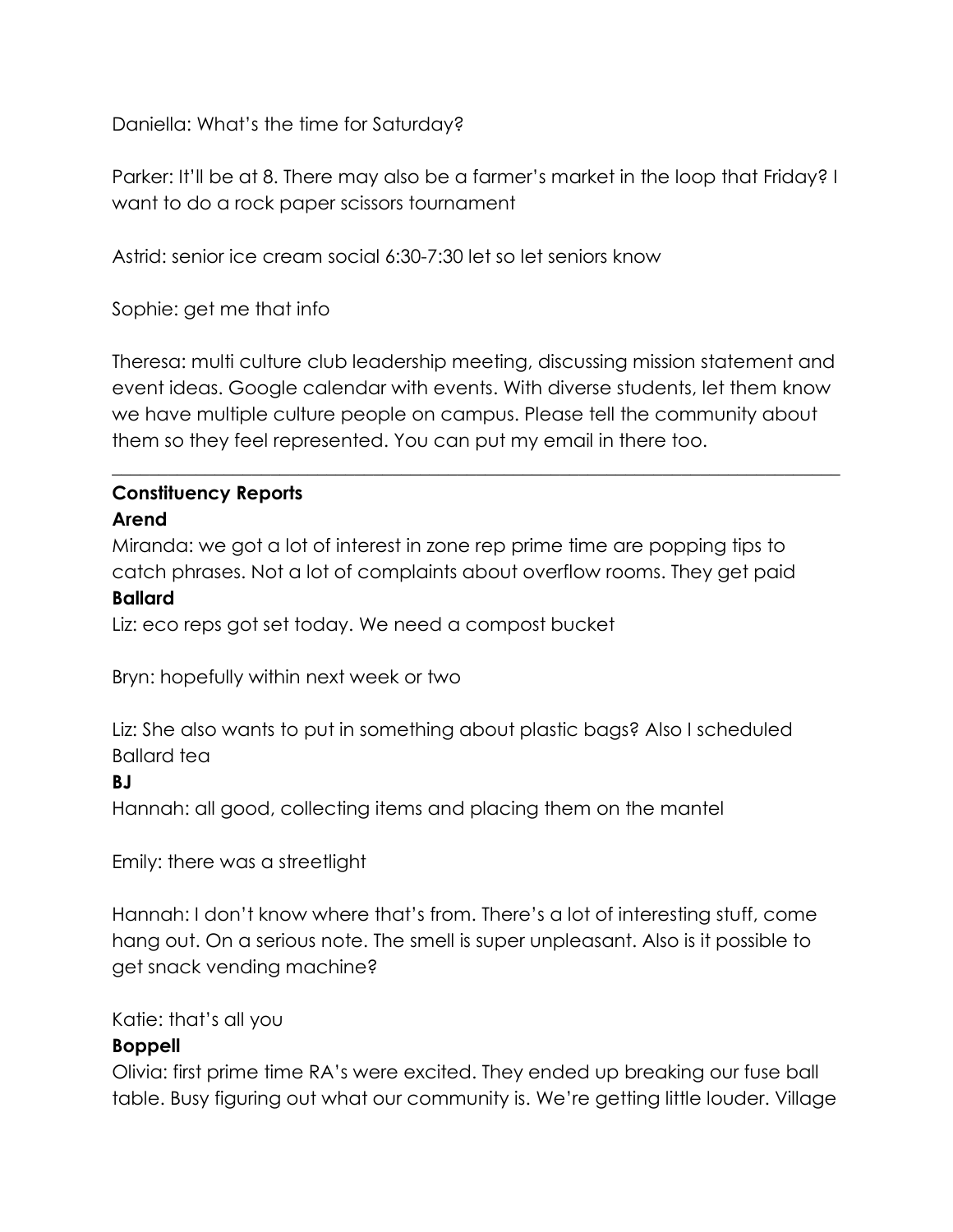Daniella: What's the time for Saturday?

Parker: It'll be at 8. There may also be a farmer's market in the loop that Friday? I want to do a rock paper scissors tournament

Astrid: senior ice cream social 6:30-7:30 let so let seniors know

Sophie: get me that info

Theresa: multi culture club leadership meeting, discussing mission statement and event ideas. Google calendar with events. With diverse students, let them know we have multiple culture people on campus. Please tell the community about them so they feel represented. You can put my email in there too.

---

**Constituency Reports**

**Arend**

Miranda: we got a lot of interest in zone rep prime time are popping tips to catch phrases. Not a lot of complaints about overflow rooms. They get paid

**Ballard**

Liz: eco reps got set today. We need a compost bucket

Bryn: hopefully within next week or two

Liz: She also wants to put in something about plastic bags? Also I scheduled Ballard tea

**BJ**

Hannah: all good, collecting items and placing them on the mantel

Emily: there was a streetlight

Hannah: I don't know where that's from. There's a lot of interesting stuff, come hang out. On a serious note. The smell is super unpleasant. Also is it possible to get snack vending machine?

Katie: that's all you

**Boppell**

Olivia: first prime time RA's were excited. They ended up breaking our fuse ball table. Busy figuring out what our community is. We're getting little louder. Village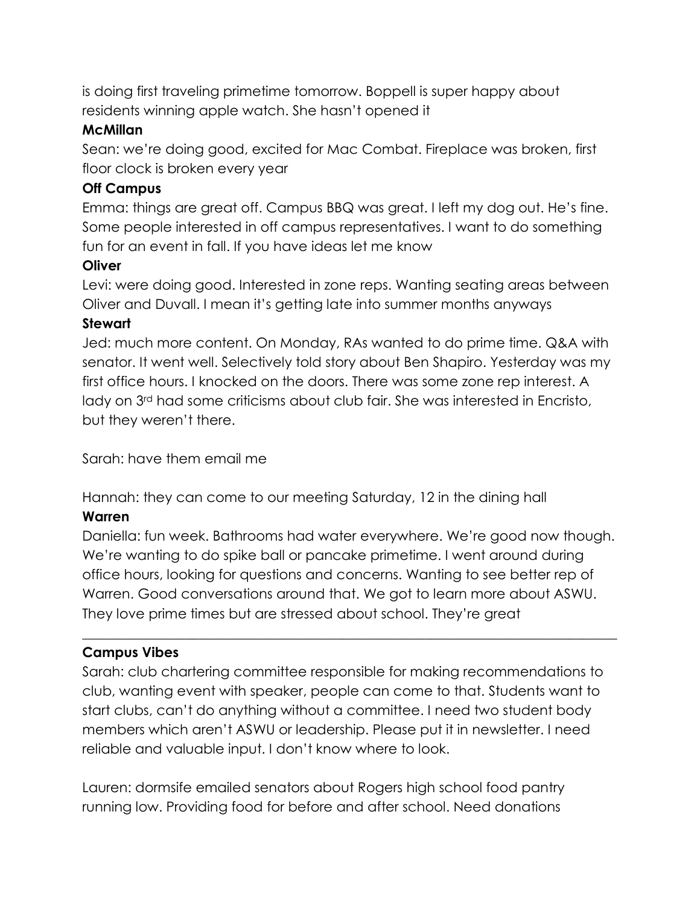is doing first traveling primetime tomorrow. Boppell is super happy about residents winning apple watch. She hasn't opened it

**McMillan**

Sean: we're doing good, excited for Mac Combat. Fireplace was broken, first floor clock is broken every year

**Off Campus**

Emma: things are great off. Campus BBQ was great. I left my dog out. He's fine. Some people interested in off campus representatives. I want to do something fun for an event in fall. If you have ideas let me know

**Oliver**

Levi: were doing good. Interested in zone reps. Wanting seating areas between Oliver and Duvall. I mean it's getting late into summer months anyways

**Stewart**

Jed: much more content. On Monday, RAs wanted to do prime time. Q&A with senator. It went well. Selectively told story about Ben Shapiro. Yesterday was my first office hours. I knocked on the doors. There was some zone rep interest. A lady on 3rd had some criticisms about club fair. She was interested in Encristo, but they weren't there.

Sarah: have them email me

Hannah: they can come to our meeting Saturday, 12 in the dining hall

**Warren**

Daniella: fun week. Bathrooms had water everywhere. We're good now though. We're wanting to do spike ball or pancake primetime. I went around during office hours, looking for questions and concerns. Wanting to see better rep of Warren. Good conversations around that. We got to learn more about ASWU. They love prime times but are stressed about school. They're great

---

**Campus Vibes**

Sarah: club chartering committee responsible for making recommendations to club, wanting event with speaker, people can come to that. Students want to start clubs, can't do anything without a committee. I need two student body members which aren't ASWU or leadership. Please put it in newsletter. I need reliable and valuable input. I don't know where to look.

Lauren: dormsife emailed senators about Rogers high school food pantry running low. Providing food for before and after school. Need donations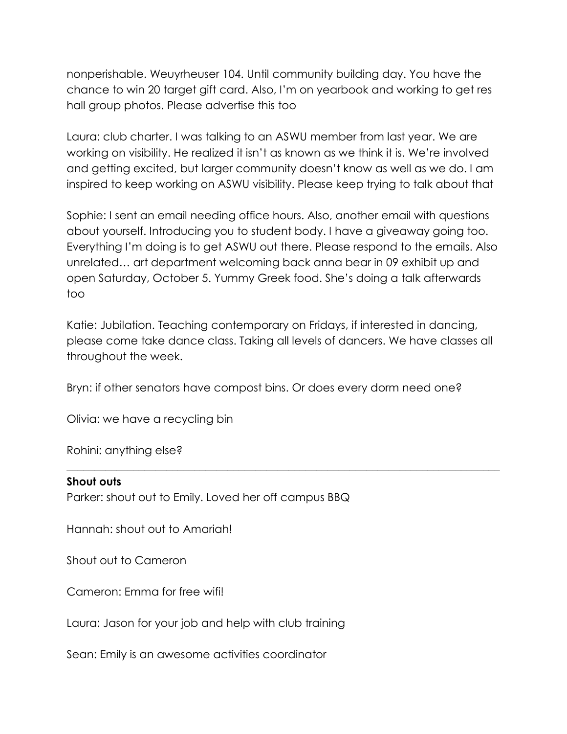nonperishable. Weuyrheuser 104. Until community building day. You have the chance to win 20 target gift card. Also, I'm on yearbook and working to get res hall group photos. Please advertise this too

Laura: club charter. I was talking to an ASWU member from last year. We are working on visibility. He realized it isn't as known as we think it is. We're involved and getting excited, but larger community doesn't know as well as we do. I am inspired to keep working on ASWU visibility. Please keep trying to talk about that

Sophie: I sent an email needing office hours. Also, another email with questions about yourself. Introducing you to student body. I have a giveaway going too. Everything I'm doing is to get ASWU out there. Please respond to the emails. Also unrelated… art department welcoming back anna bear in 09 exhibit up and open Saturday, October 5. Yummy Greek food. She's doing a talk afterwards too

Katie: Jubilation. Teaching contemporary on Fridays, if interested in dancing, please come take dance class. Taking all levels of dancers. We have classes all throughout the week.

Bryn: if other senators have compost bins. Or does every dorm need one?

Olivia: we have a recycling bin

Rohini: anything else?

---

**Shout outs**

Parker: shout out to Emily. Loved her off campus BBQ

Hannah: shout out to Amariah!

Shout out to Cameron

Cameron: Emma for free wifi!

Laura: Jason for your job and help with club training

Sean: Emily is an awesome activities coordinator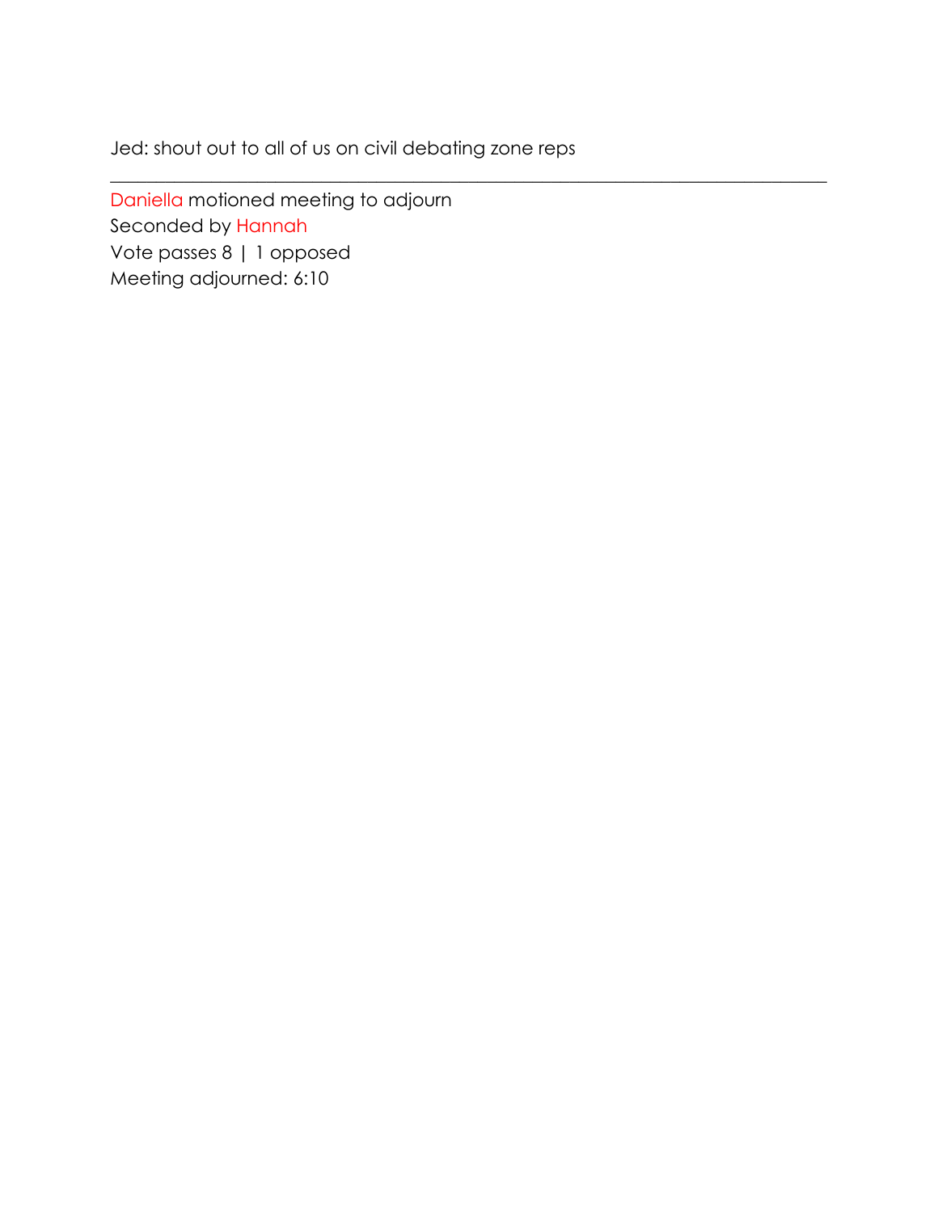Jed: shout out to all of us on civil debating zone reps

---

Daniella motioned meeting to adjourn
Seconded by Hannah
Vote passes 8 | 1 opposed
Meeting adjourned: 6:10